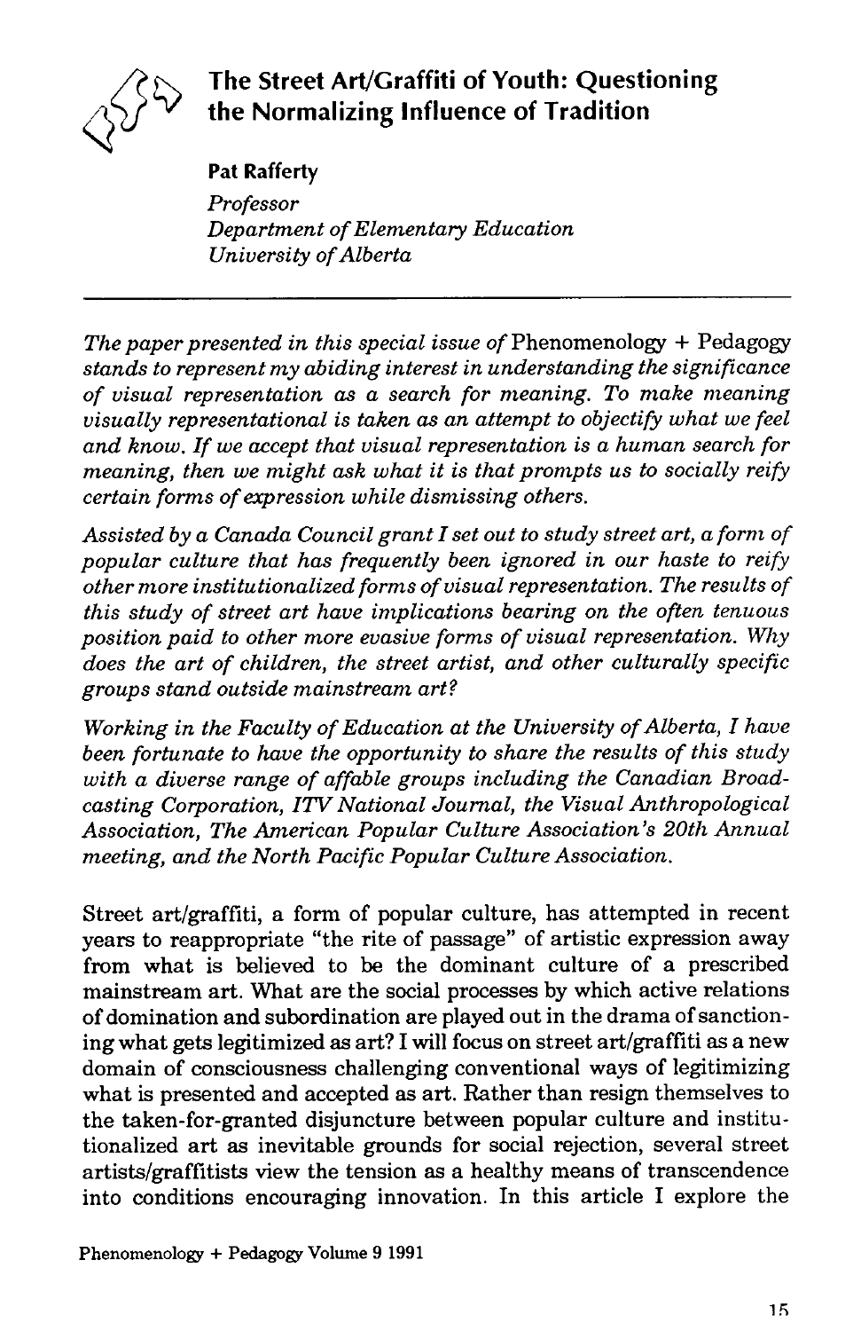# The Street Art/Graffiti of Youth: Questioning the Normalizing Influence of Tradition

**Pat Rafferty**
*Professor*
*Department of Elementary Education*
*University of Alberta*

---

*The paper presented in this special issue of* Phenomenology + Pedagogy *stands to represent my abiding interest in understanding the significance of visual representation as a search for meaning. To make meaning visually representational is taken as an attempt to objectify what we feel and know. If we accept that visual representation is a human search for meaning, then we might ask what it is that prompts us to socially reify certain forms of expression while dismissing others.*

*Assisted by a Canada Council grant I set out to study street art, a form of popular culture that has frequently been ignored in our haste to reify other more institutionalized forms of visual representation. The results of this study of street art have implications bearing on the often tenuous position paid to other more evasive forms of visual representation. Why does the art of children, the street artist, and other culturally specific groups stand outside mainstream art?*

*Working in the Faculty of Education at the University of Alberta, I have been fortunate to have the opportunity to share the results of this study with a diverse range of affable groups including the Canadian Broadcasting Corporation, ITV National Journal, the Visual Anthropological Association, The American Popular Culture Association's 20th Annual meeting, and the North Pacific Popular Culture Association.*

Street art/graffiti, a form of popular culture, has attempted in recent years to reappropriate "the rite of passage" of artistic expression away from what is believed to be the dominant culture of a prescribed mainstream art. What are the social processes by which active relations of domination and subordination are played out in the drama of sanctioning what gets legitimized as art? I will focus on street art/graffiti as a new domain of consciousness challenging conventional ways of legitimizing what is presented and accepted as art. Rather than resign themselves to the taken-for-granted disjuncture between popular culture and institutionalized art as inevitable grounds for social rejection, several street artists/graffitists view the tension as a healthy means of transcendence into conditions encouraging innovation. In this article I explore the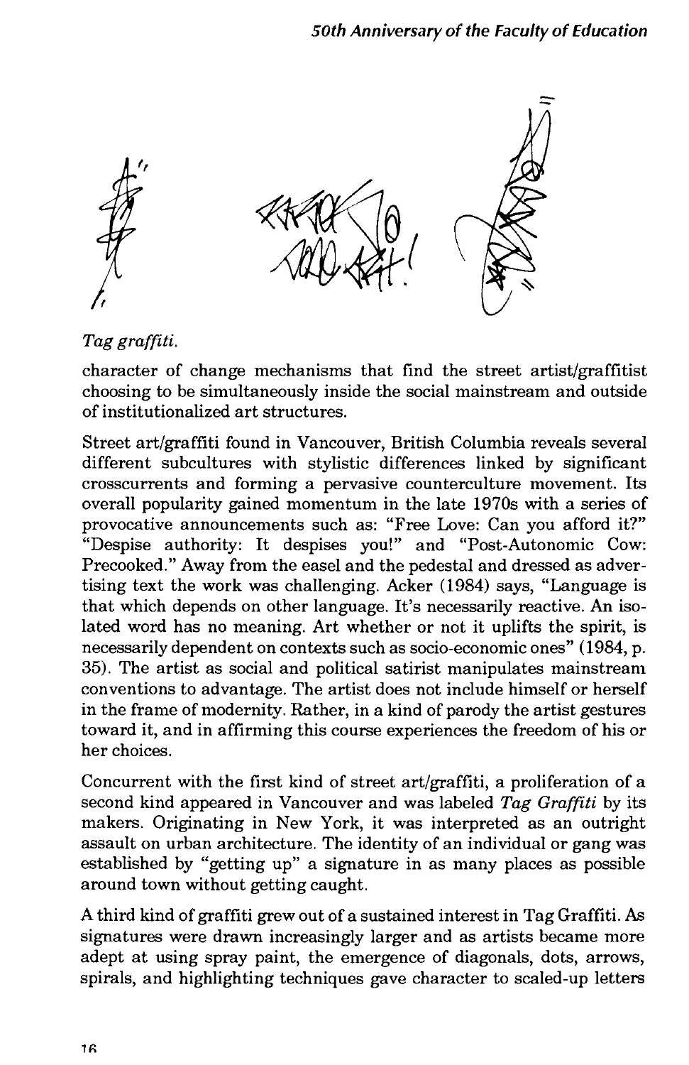*Tag graffiti.*

character of change mechanisms that find the street artist/graffitist choosing to be simultaneously inside the social mainstream and outside of institutionalized art structures.

Street art/graffiti found in Vancouver, British Columbia reveals several different subcultures with stylistic differences linked by significant crosscurrents and forming a pervasive counterculture movement. Its overall popularity gained momentum in the late 1970s with a series of provocative announcements such as: "Free Love: Can you afford it?" "Despise authority: It despises you!" and "Post-Autonomic Cow: Precooked." Away from the easel and the pedestal and dressed as advertising text the work was challenging. Acker (1984) says, "Language is that which depends on other language. It's necessarily reactive. An isolated word has no meaning. Art whether or not it uplifts the spirit, is necessarily dependent on contexts such as socio-economic ones" (1984, p. 35). The artist as social and political satirist manipulates mainstream conventions to advantage. The artist does not include himself or herself in the frame of modernity. Rather, in a kind of parody the artist gestures toward it, and in affirming this course experiences the freedom of his or her choices.

Concurrent with the first kind of street art/graffiti, a proliferation of a second kind appeared in Vancouver and was labeled *Tag Graffiti* by its makers. Originating in New York, it was interpreted as an outright assault on urban architecture. The identity of an individual or gang was established by "getting up" a signature in as many places as possible around town without getting caught.

A third kind of graffiti grew out of a sustained interest in Tag Graffiti. As signatures were drawn increasingly larger and as artists became more adept at using spray paint, the emergence of diagonals, dots, arrows, spirals, and highlighting techniques gave character to scaled-up letters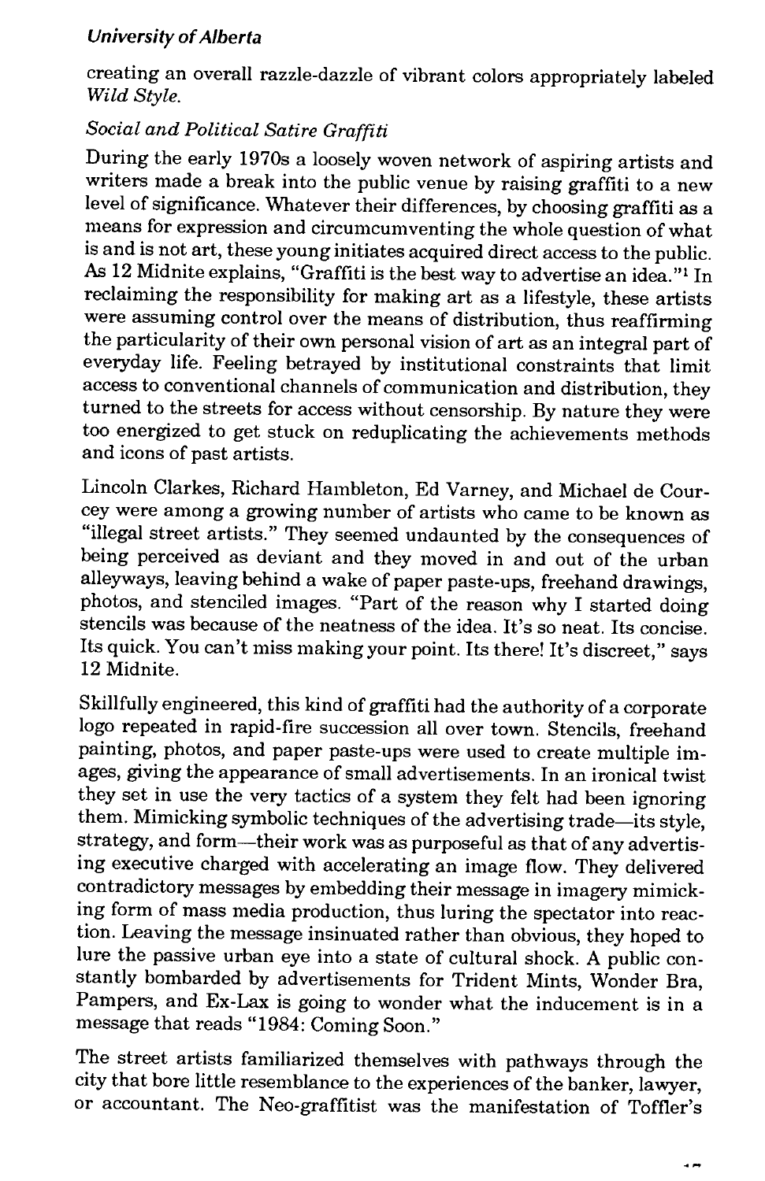creating an overall razzle-dazzle of vibrant colors appropriately labeled *Wild Style.*

*Social and Political Satire Graffiti*

During the early 1970s a loosely woven network of aspiring artists and writers made a break into the public venue by raising graffiti to a new level of significance. Whatever their differences, by choosing graffiti as a means for expression and circumcumventing the whole question of what is and is not art, these young initiates acquired direct access to the public. As 12 Midnite explains, "Graffiti is the best way to advertise an idea."[1] In reclaiming the responsibility for making art as a lifestyle, these artists were assuming control over the means of distribution, thus reaffirming the particularity of their own personal vision of art as an integral part of everyday life. Feeling betrayed by institutional constraints that limit access to conventional channels of communication and distribution, they turned to the streets for access without censorship. By nature they were too energized to get stuck on reduplicating the achievements methods and icons of past artists.

Lincoln Clarkes, Richard Hambleton, Ed Varney, and Michael de Courcey were among a growing number of artists who came to be known as "illegal street artists." They seemed undaunted by the consequences of being perceived as deviant and they moved in and out of the urban alleyways, leaving behind a wake of paper paste-ups, freehand drawings, photos, and stenciled images. "Part of the reason why I started doing stencils was because of the neatness of the idea. It's so neat. Its concise. Its quick. You can't miss making your point. Its there! It's discreet," says 12 Midnite.

Skillfully engineered, this kind of graffiti had the authority of a corporate logo repeated in rapid-fire succession all over town. Stencils, freehand painting, photos, and paper paste-ups were used to create multiple images, giving the appearance of small advertisements. In an ironical twist they set in use the very tactics of a system they felt had been ignoring them. Mimicking symbolic techniques of the advertising trade—its style, strategy, and form—their work was as purposeful as that of any advertising executive charged with accelerating an image flow. They delivered contradictory messages by embedding their message in imagery mimicking form of mass media production, thus luring the spectator into reaction. Leaving the message insinuated rather than obvious, they hoped to lure the passive urban eye into a state of cultural shock. A public constantly bombarded by advertisements for Trident Mints, Wonder Bra, Pampers, and Ex-Lax is going to wonder what the inducement is in a message that reads "1984: Coming Soon."

The street artists familiarized themselves with pathways through the city that bore little resemblance to the experiences of the banker, lawyer, or accountant. The Neo-graffitist was the manifestation of Toffler's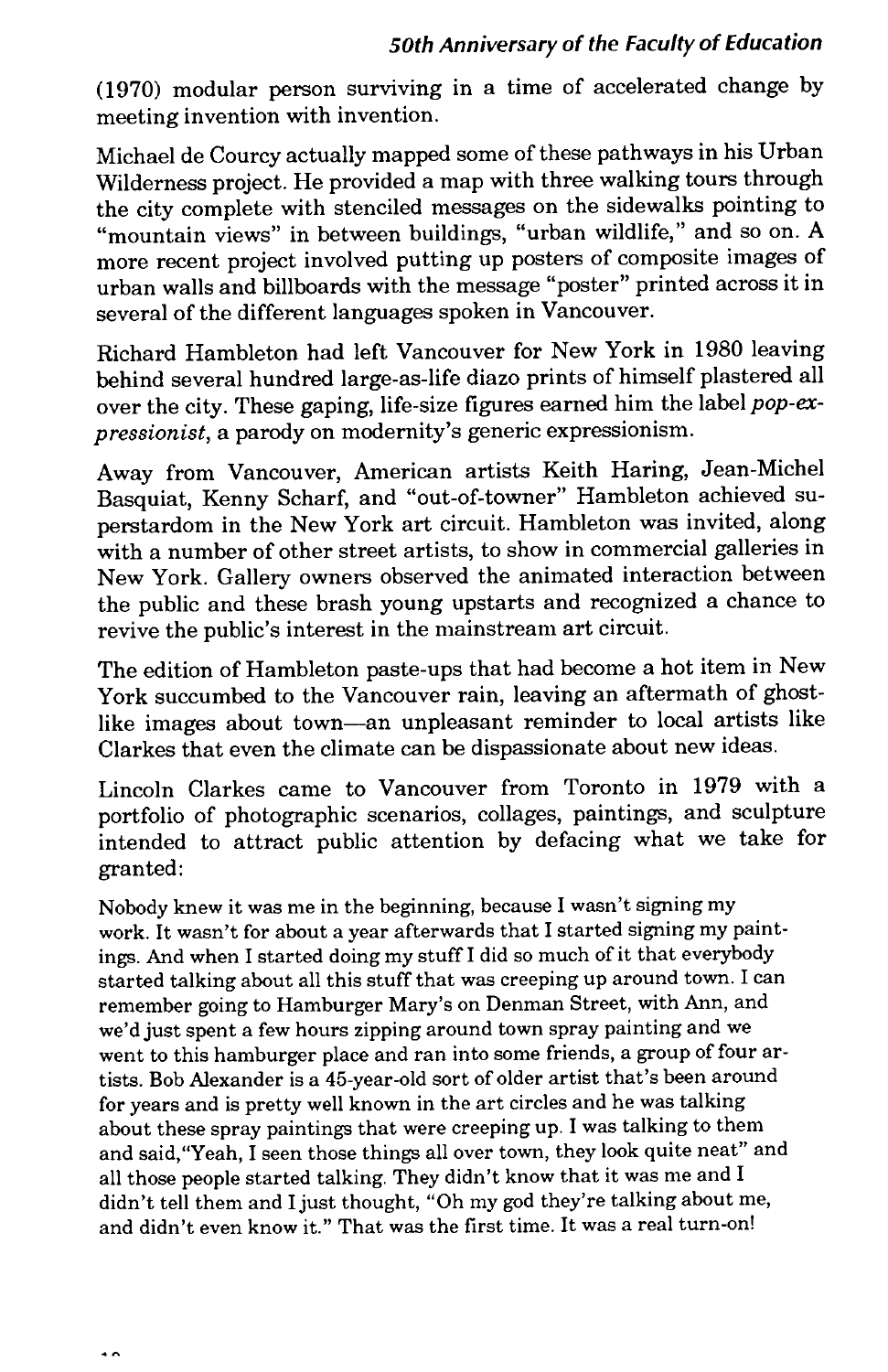(1970) modular person surviving in a time of accelerated change by meeting invention with invention.

Michael de Courcy actually mapped some of these pathways in his Urban Wilderness project. He provided a map with three walking tours through the city complete with stenciled messages on the sidewalks pointing to "mountain views" in between buildings, "urban wildlife," and so on. A more recent project involved putting up posters of composite images of urban walls and billboards with the message "poster" printed across it in several of the different languages spoken in Vancouver.

Richard Hambleton had left Vancouver for New York in 1980 leaving behind several hundred large-as-life diazo prints of himself plastered all over the city. These gaping, life-size figures earned him the label *pop-expressionist*, a parody on modernity's generic expressionism.

Away from Vancouver, American artists Keith Haring, Jean-Michel Basquiat, Kenny Scharf, and "out-of-towner" Hambleton achieved superstardom in the New York art circuit. Hambleton was invited, along with a number of other street artists, to show in commercial galleries in New York. Gallery owners observed the animated interaction between the public and these brash young upstarts and recognized a chance to revive the public's interest in the mainstream art circuit.

The edition of Hambleton paste-ups that had become a hot item in New York succumbed to the Vancouver rain, leaving an aftermath of ghost-like images about town—an unpleasant reminder to local artists like Clarkes that even the climate can be dispassionate about new ideas.

Lincoln Clarkes came to Vancouver from Toronto in 1979 with a portfolio of photographic scenarios, collages, paintings, and sculpture intended to attract public attention by defacing what we take for granted:

> Nobody knew it was me in the beginning, because I wasn't signing my work. It wasn't for about a year afterwards that I started signing my paintings. And when I started doing my stuff I did so much of it that everybody started talking about all this stuff that was creeping up around town. I can remember going to Hamburger Mary's on Denman Street, with Ann, and we'd just spent a few hours zipping around town spray painting and we went to this hamburger place and ran into some friends, a group of four artists. Bob Alexander is a 45-year-old sort of older artist that's been around for years and is pretty well known in the art circles and he was talking about these spray paintings that were creeping up. I was talking to them and said,"Yeah, I seen those things all over town, they look quite neat" and all those people started talking. They didn't know that it was me and I didn't tell them and I just thought, "Oh my god they're talking about me, and didn't even know it." That was the first time. It was a real turn-on!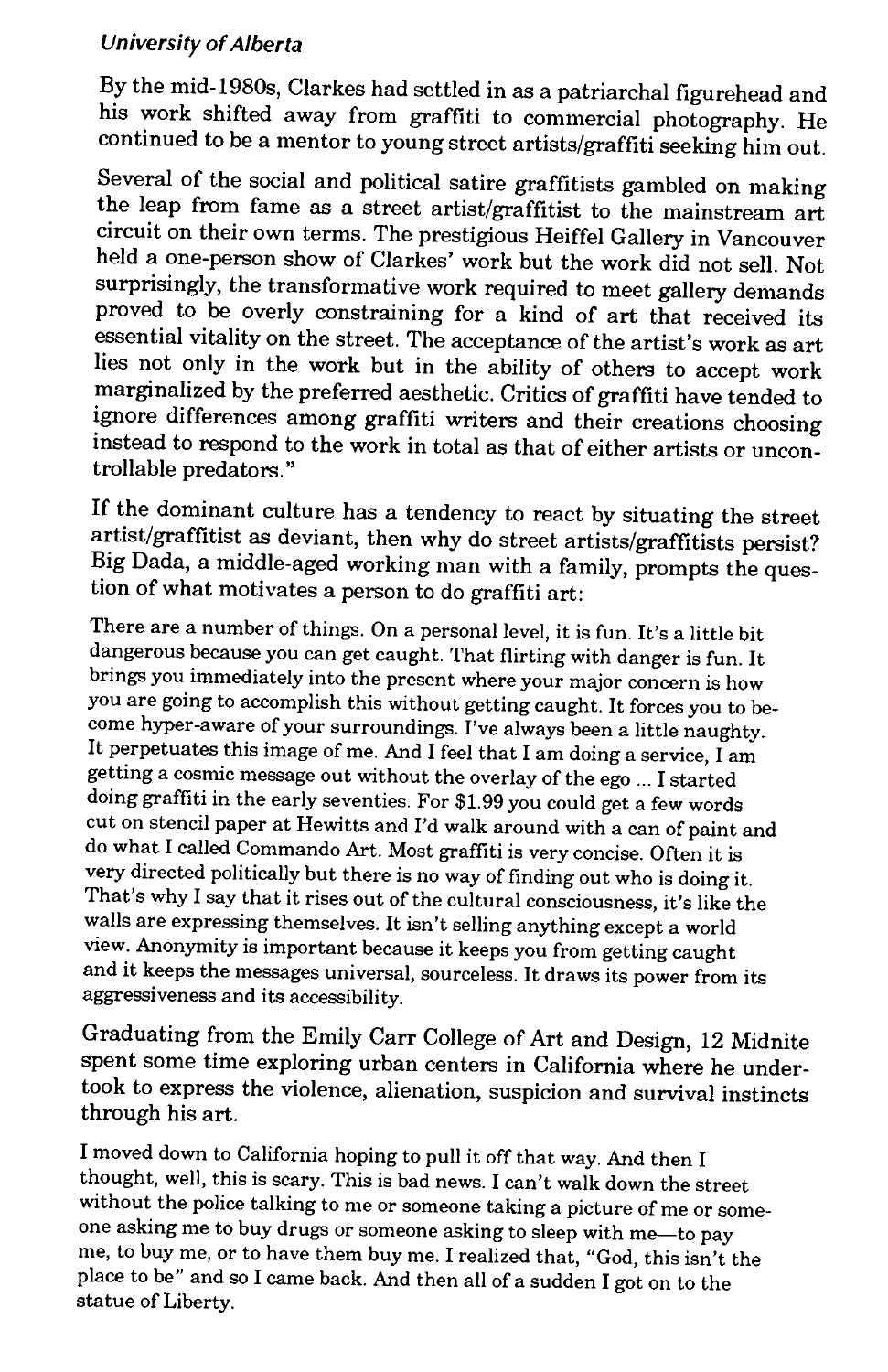By the mid-1980s, Clarkes had settled in as a patriarchal figurehead and his work shifted away from graffiti to commercial photography. He continued to be a mentor to young street artists/graffiti seeking him out.

Several of the social and political satire graffitists gambled on making the leap from fame as a street artist/graffitist to the mainstream art circuit on their own terms. The prestigious Heiffel Gallery in Vancouver held a one-person show of Clarkes' work but the work did not sell. Not surprisingly, the transformative work required to meet gallery demands proved to be overly constraining for a kind of art that received its essential vitality on the street. The acceptance of the artist's work as art lies not only in the work but in the ability of others to accept work marginalized by the preferred aesthetic. Critics of graffiti have tended to ignore differences among graffiti writers and their creations choosing instead to respond to the work in total as that of either artists or uncontrollable predators."

If the dominant culture has a tendency to react by situating the street artist/graffitist as deviant, then why do street artists/graffitists persist? Big Dada, a middle-aged working man with a family, prompts the question of what motivates a person to do graffiti art:

> There are a number of things. On a personal level, it is fun. It's a little bit dangerous because you can get caught. That flirting with danger is fun. It brings you immediately into the present where your major concern is how you are going to accomplish this without getting caught. It forces you to become hyper-aware of your surroundings. I've always been a little naughty. It perpetuates this image of me. And I feel that I am doing a service, I am getting a cosmic message out without the overlay of the ego ... I started doing graffiti in the early seventies. For $1.99 you could get a few words cut on stencil paper at Hewitts and I'd walk around with a can of paint and do what I called Commando Art. Most graffiti is very concise. Often it is very directed politically but there is no way of finding out who is doing it. That's why I say that it rises out of the cultural consciousness, it's like the walls are expressing themselves. It isn't selling anything except a world view. Anonymity is important because it keeps you from getting caught and it keeps the messages universal, sourceless. It draws its power from its aggressiveness and its accessibility.

Graduating from the Emily Carr College of Art and Design, 12 Midnite spent some time exploring urban centers in California where he undertook to express the violence, alienation, suspicion and survival instincts through his art.

> I moved down to California hoping to pull it off that way. And then I thought, well, this is scary. This is bad news. I can't walk down the street without the police talking to me or someone taking a picture of me or someone asking me to buy drugs or someone asking to sleep with me—to pay me, to buy me, or to have them buy me. I realized that, "God, this isn't the place to be" and so I came back. And then all of a sudden I got on to the statue of Liberty.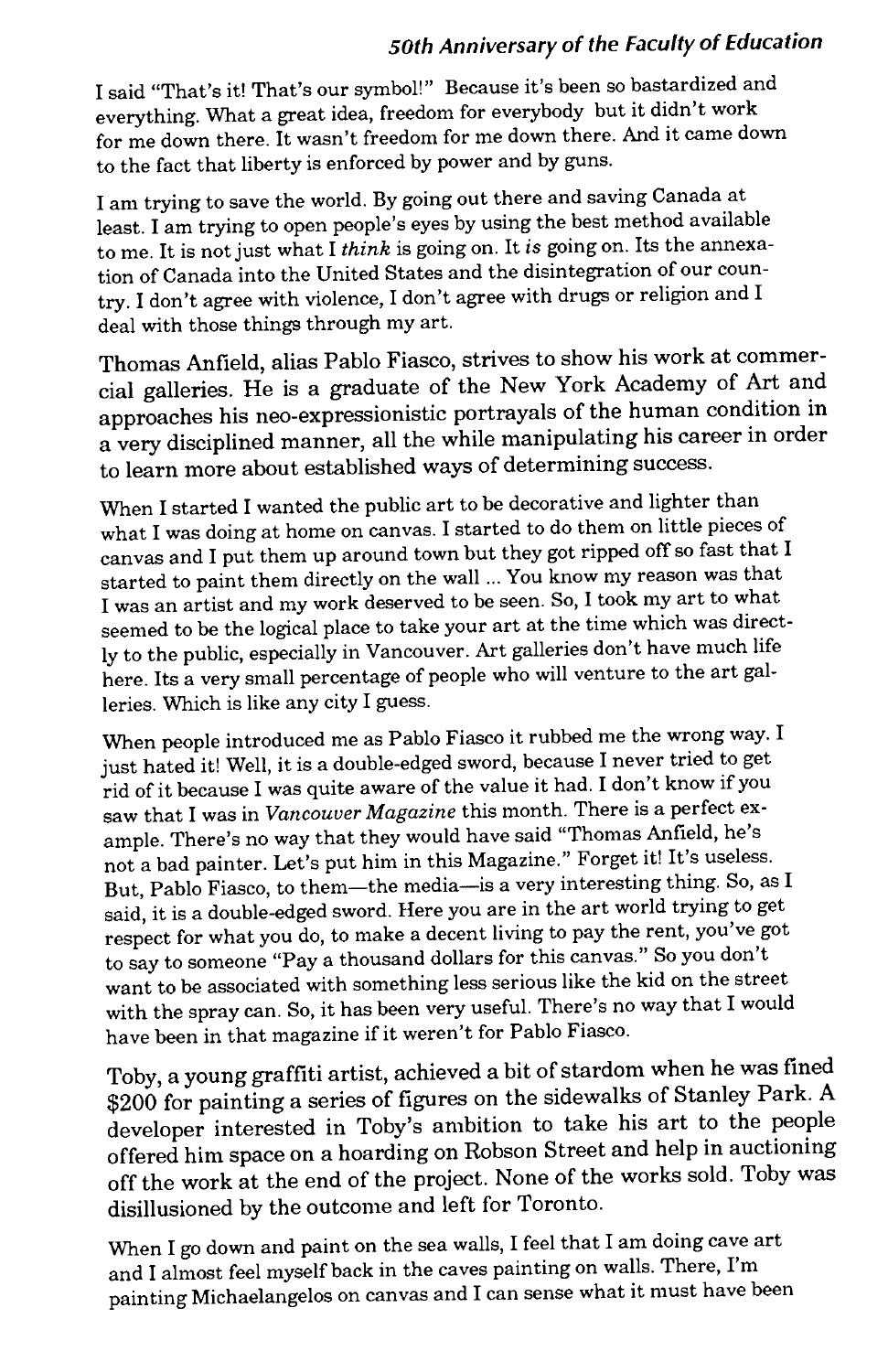I said "That's it! That's our symbol!" Because it's been so bastardized and everything. What a great idea, freedom for everybody but it didn't work for me down there. It wasn't freedom for me down there. And it came down to the fact that liberty is enforced by power and by guns.

I am trying to save the world. By going out there and saving Canada at least. I am trying to open people's eyes by using the best method available to me. It is not just what I *think* is going on. It *is* going on. Its the annexation of Canada into the United States and the disintegration of our country. I don't agree with violence, I don't agree with drugs or religion and I deal with those things through my art.

Thomas Anfield, alias Pablo Fiasco, strives to show his work at commercial galleries. He is a graduate of the New York Academy of Art and approaches his neo-expressionistic portrayals of the human condition in a very disciplined manner, all the while manipulating his career in order to learn more about established ways of determining success.

When I started I wanted the public art to be decorative and lighter than what I was doing at home on canvas. I started to do them on little pieces of canvas and I put them up around town but they got ripped off so fast that I started to paint them directly on the wall ... You know my reason was that I was an artist and my work deserved to be seen. So, I took my art to what seemed to be the logical place to take your art at the time which was directly to the public, especially in Vancouver. Art galleries don't have much life here. Its a very small percentage of people who will venture to the art galleries. Which is like any city I guess.

When people introduced me as Pablo Fiasco it rubbed me the wrong way. I just hated it! Well, it is a double-edged sword, because I never tried to get rid of it because I was quite aware of the value it had. I don't know if you saw that I was in *Vancouver Magazine* this month. There is a perfect example. There's no way that they would have said "Thomas Anfield, he's not a bad painter. Let's put him in this Magazine." Forget it! It's useless. But, Pablo Fiasco, to them—the media—is a very interesting thing. So, as I said, it is a double-edged sword. Here you are in the art world trying to get respect for what you do, to make a decent living to pay the rent, you've got to say to someone "Pay a thousand dollars for this canvas." So you don't want to be associated with something less serious like the kid on the street with the spray can. So, it has been very useful. There's no way that I would have been in that magazine if it weren't for Pablo Fiasco.

Toby, a young graffiti artist, achieved a bit of stardom when he was fined $200 for painting a series of figures on the sidewalks of Stanley Park. A developer interested in Toby's ambition to take his art to the people offered him space on a hoarding on Robson Street and help in auctioning off the work at the end of the project. None of the works sold. Toby was disillusioned by the outcome and left for Toronto.

When I go down and paint on the sea walls, I feel that I am doing cave art and I almost feel myself back in the caves painting on walls. There, I'm painting Michaelangelos on canvas and I can sense what it must have been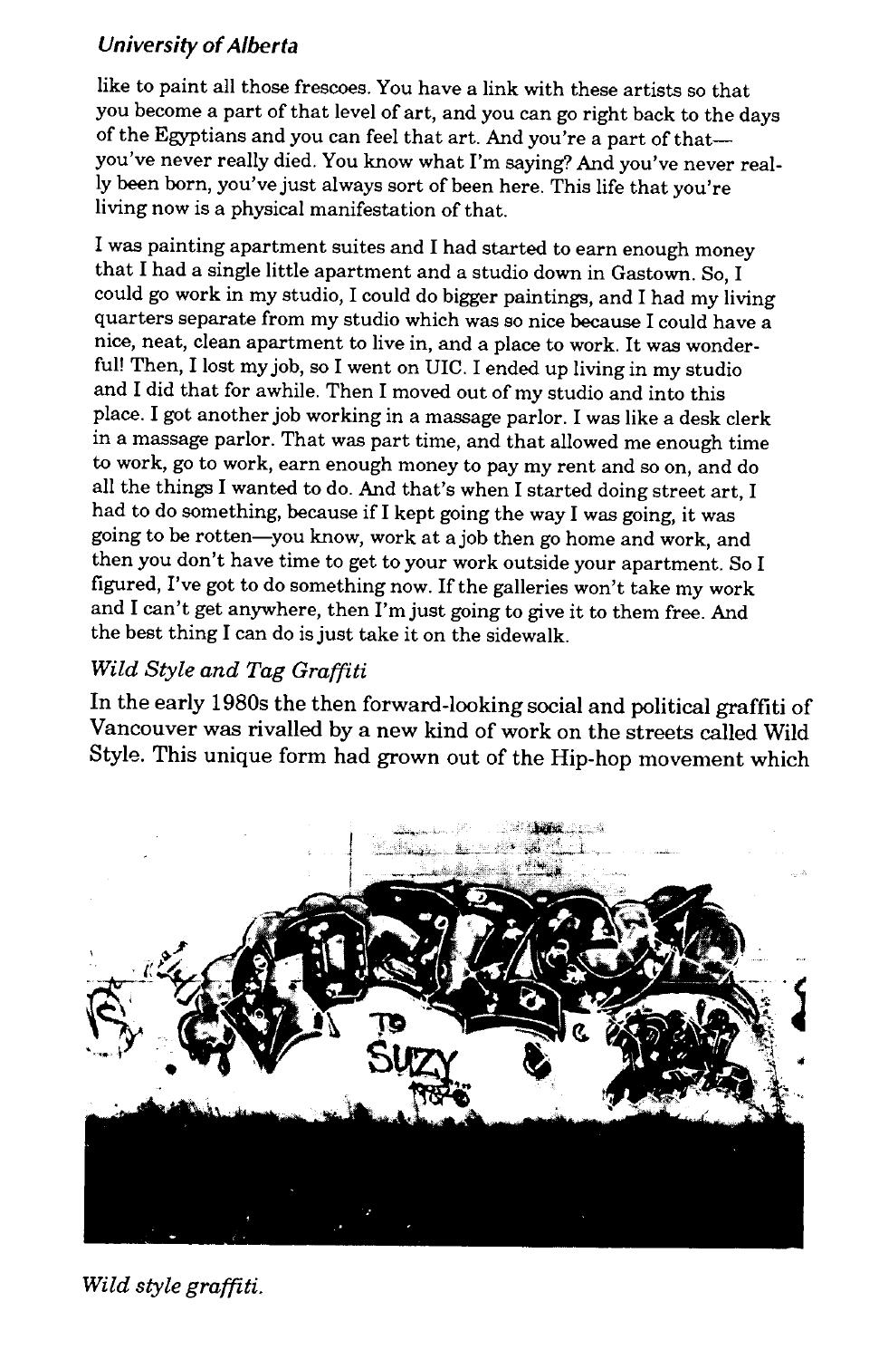like to paint all those frescoes. You have a link with these artists so that you become a part of that level of art, and you can go right back to the days of the Egyptians and you can feel that art. And you're a part of that—you've never really died. You know what I'm saying? And you've never really been born, you've just always sort of been here. This life that you're living now is a physical manifestation of that.

I was painting apartment suites and I had started to earn enough money that I had a single little apartment and a studio down in Gastown. So, I could go work in my studio, I could do bigger paintings, and I had my living quarters separate from my studio which was so nice because I could have a nice, neat, clean apartment to live in, and a place to work. It was wonderful! Then, I lost my job, so I went on UIC. I ended up living in my studio and I did that for awhile. Then I moved out of my studio and into this place. I got another job working in a massage parlor. I was like a desk clerk in a massage parlor. That was part time, and that allowed me enough time to work, go to work, earn enough money to pay my rent and so on, and do all the things I wanted to do. And that's when I started doing street art, I had to do something, because if I kept going the way I was going, it was going to be rotten—you know, work at a job then go home and work, and then you don't have time to get to your work outside your apartment. So I figured, I've got to do something now. If the galleries won't take my work and I can't get anywhere, then I'm just going to give it to them free. And the best thing I can do is just take it on the sidewalk.

### *Wild Style and Tag Graffiti*

In the early 1980s the then forward-looking social and political graffiti of Vancouver was rivalled by a new kind of work on the streets called Wild Style. This unique form had grown out of the Hip-hop movement which

*Wild style graffiti.*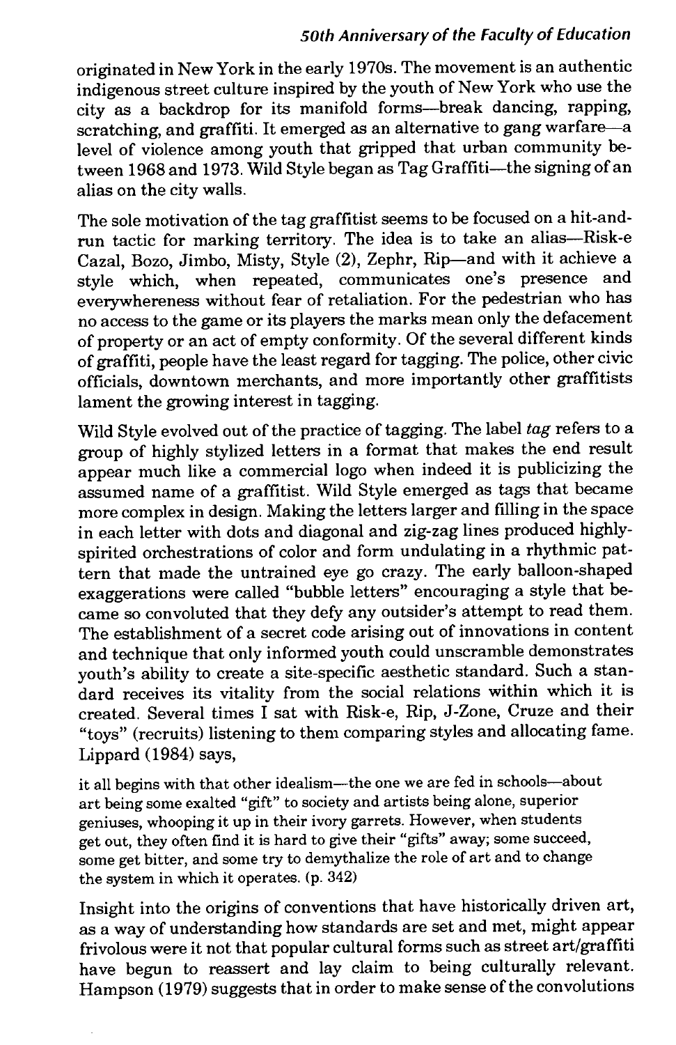originated in New York in the early 1970s. The movement is an authentic indigenous street culture inspired by the youth of New York who use the city as a backdrop for its manifold forms—break dancing, rapping, scratching, and graffiti. It emerged as an alternative to gang warfare—a level of violence among youth that gripped that urban community between 1968 and 1973. Wild Style began as Tag Graffiti—the signing of an alias on the city walls.

The sole motivation of the tag graffitist seems to be focused on a hit-and-run tactic for marking territory. The idea is to take an alias—Risk-e Cazal, Bozo, Jimbo, Misty, Style (2), Zephr, Rip—and with it achieve a style which, when repeated, communicates one's presence and everywhereness without fear of retaliation. For the pedestrian who has no access to the game or its players the marks mean only the defacement of property or an act of empty conformity. Of the several different kinds of graffiti, people have the least regard for tagging. The police, other civic officials, downtown merchants, and more importantly other graffitists lament the growing interest in tagging.

Wild Style evolved out of the practice of tagging. The label *tag* refers to a group of highly stylized letters in a format that makes the end result appear much like a commercial logo when indeed it is publicizing the assumed name of a graffitist. Wild Style emerged as tags that became more complex in design. Making the letters larger and filling in the space in each letter with dots and diagonal and zig-zag lines produced highly-spirited orchestrations of color and form undulating in a rhythmic pattern that made the untrained eye go crazy. The early balloon-shaped exaggerations were called "bubble letters" encouraging a style that became so convoluted that they defy any outsider's attempt to read them. The establishment of a secret code arising out of innovations in content and technique that only informed youth could unscramble demonstrates youth's ability to create a site-specific aesthetic standard. Such a standard receives its vitality from the social relations within which it is created. Several times I sat with Risk-e, Rip, J-Zone, Cruze and their "toys" (recruits) listening to them comparing styles and allocating fame. Lippard (1984) says,

> it all begins with that other idealism—the one we are fed in schools—about art being some exalted "gift" to society and artists being alone, superior geniuses, whooping it up in their ivory garrets. However, when students get out, they often find it is hard to give their "gifts" away; some succeed, some get bitter, and some try to demythalize the role of art and to change the system in which it operates. (p. 342)

Insight into the origins of conventions that have historically driven art, as a way of understanding how standards are set and met, might appear frivolous were it not that popular cultural forms such as street art/graffiti have begun to reassert and lay claim to being culturally relevant. Hampson (1979) suggests that in order to make sense of the convolutions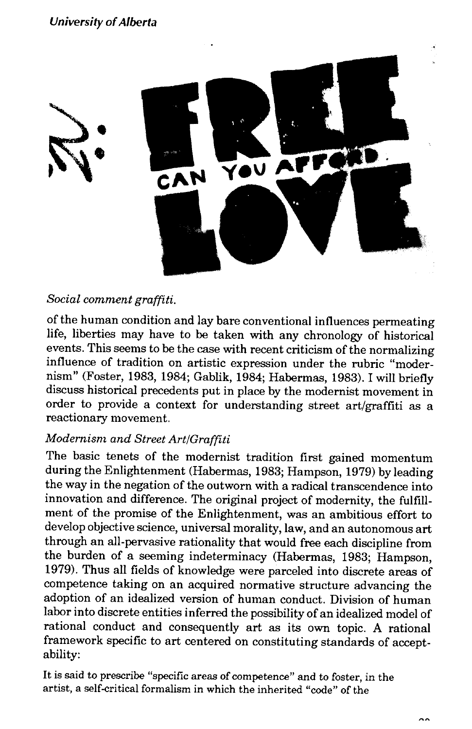*Social comment graffiti.*

of the human condition and lay bare conventional influences permeating life, liberties may have to be taken with any chronology of historical events. This seems to be the case with recent criticism of the normalizing influence of tradition on artistic expression under the rubric "modernism" (Foster, 1983, 1984; Gablik, 1984; Habermas, 1983). I will briefly discuss historical precedents put in place by the modernist movement in order to provide a context for understanding street art/graffiti as a reactionary movement.

### *Modernism and Street Art/Graffiti*

The basic tenets of the modernist tradition first gained momentum during the Enlightenment (Habermas, 1983; Hampson, 1979) by leading the way in the negation of the outworn with a radical transcendence into innovation and difference. The original project of modernity, the fulfillment of the promise of the Enlightenment, was an ambitious effort to develop objective science, universal morality, law, and an autonomous art through an all-pervasive rationality that would free each discipline from the burden of a seeming indeterminacy (Habermas, 1983; Hampson, 1979). Thus all fields of knowledge were parceled into discrete areas of competence taking on an acquired normative structure advancing the adoption of an idealized version of human conduct. Division of human labor into discrete entities inferred the possibility of an idealized model of rational conduct and consequently art as its own topic. A rational framework specific to art centered on constituting standards of acceptability:

It is said to prescribe "specific areas of competence" and to foster, in the artist, a self-critical formalism in which the inherited "code" of the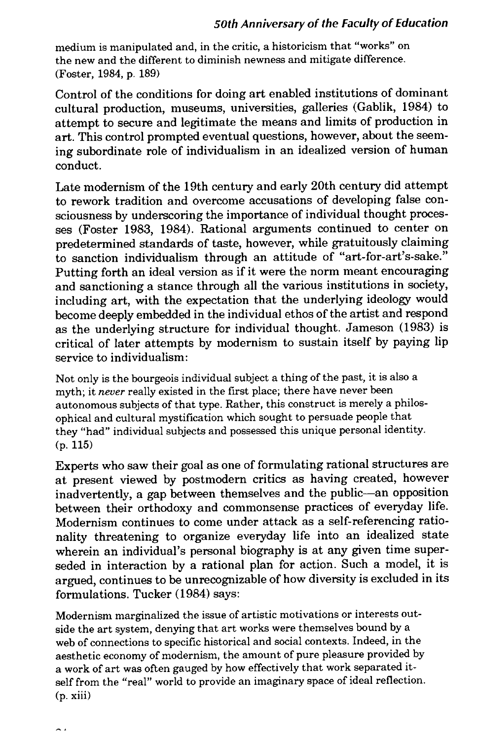medium is manipulated and, in the critic, a historicism that "works" on the new and the different to diminish newness and mitigate difference. (Foster, 1984, p. 189)

Control of the conditions for doing art enabled institutions of dominant cultural production, museums, universities, galleries (Gablik, 1984) to attempt to secure and legitimate the means and limits of production in art. This control prompted eventual questions, however, about the seeming subordinate role of individualism in an idealized version of human conduct.

Late modernism of the 19th century and early 20th century did attempt to rework tradition and overcome accusations of developing false consciousness by underscoring the importance of individual thought processes (Foster 1983, 1984). Rational arguments continued to center on predetermined standards of taste, however, while gratuitously claiming to sanction individualism through an attitude of "art-for-art's-sake." Putting forth an ideal version as if it were the norm meant encouraging and sanctioning a stance through all the various institutions in society, including art, with the expectation that the underlying ideology would become deeply embedded in the individual ethos of the artist and respond as the underlying structure for individual thought. Jameson (1983) is critical of later attempts by modernism to sustain itself by paying lip service to individualism:

> Not only is the bourgeois individual subject a thing of the past, it is also a myth; it *never* really existed in the first place; there have never been autonomous subjects of that type. Rather, this construct is merely a philosophical and cultural mystification which sought to persuade people that they "had" individual subjects and possessed this unique personal identity. (p. 115)

Experts who saw their goal as one of formulating rational structures are at present viewed by postmodern critics as having created, however inadvertently, a gap between themselves and the public—an opposition between their orthodoxy and commonsense practices of everyday life. Modernism continues to come under attack as a self-referencing rationality threatening to organize everyday life into an idealized state wherein an individual's personal biography is at any given time superseded in interaction by a rational plan for action. Such a model, it is argued, continues to be unrecognizable of how diversity is excluded in its formulations. Tucker (1984) says:

> Modernism marginalized the issue of artistic motivations or interests outside the art system, denying that art works were themselves bound by a web of connections to specific historical and social contexts. Indeed, in the aesthetic economy of modernism, the amount of pure pleasure provided by a work of art was often gauged by how effectively that work separated itself from the "real" world to provide an imaginary space of ideal reflection. (p. xiii)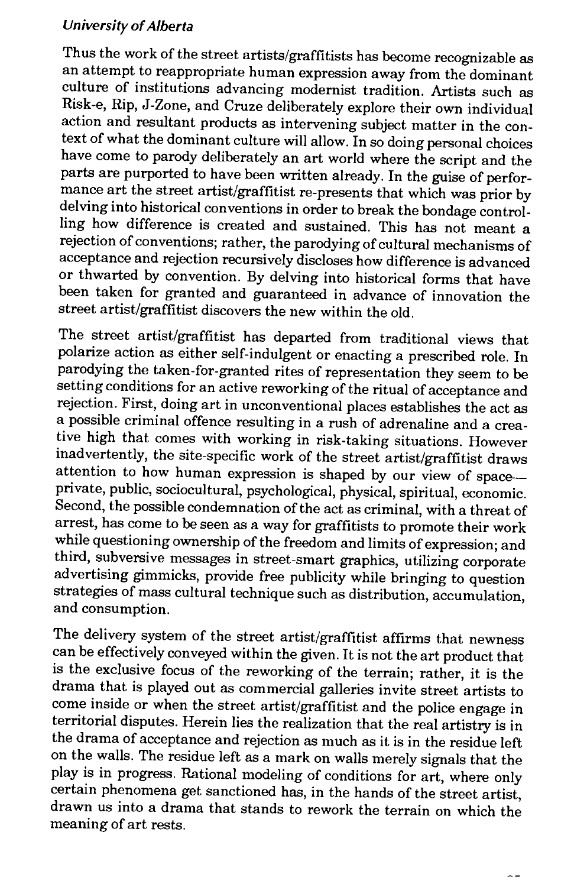Thus the work of the street artists/graffitists has become recognizable as an attempt to reappropriate human expression away from the dominant culture of institutions advancing modernist tradition. Artists such as Risk-e, Rip, J-Zone, and Cruze deliberately explore their own individual action and resultant products as intervening subject matter in the context of what the dominant culture will allow. In so doing personal choices have come to parody deliberately an art world where the script and the parts are purported to have been written already. In the guise of performance art the street artist/graffitist re-presents that which was prior by delving into historical conventions in order to break the bondage controlling how difference is created and sustained. This has not meant a rejection of conventions; rather, the parodying of cultural mechanisms of acceptance and rejection recursively discloses how difference is advanced or thwarted by convention. By delving into historical forms that have been taken for granted and guaranteed in advance of innovation the street artist/graffitist discovers the new within the old.

The street artist/graffitist has departed from traditional views that polarize action as either self-indulgent or enacting a prescribed role. In parodying the taken-for-granted rites of representation they seem to be setting conditions for an active reworking of the ritual of acceptance and rejection. First, doing art in unconventional places establishes the act as a possible criminal offence resulting in a rush of adrenaline and a creative high that comes with working in risk-taking situations. However inadvertently, the site-specific work of the street artist/graffitist draws attention to how human expression is shaped by our view of space—private, public, sociocultural, psychological, physical, spiritual, economic. Second, the possible condemnation of the act as criminal, with a threat of arrest, has come to be seen as a way for graffitists to promote their work while questioning ownership of the freedom and limits of expression; and third, subversive messages in street-smart graphics, utilizing corporate advertising gimmicks, provide free publicity while bringing to question strategies of mass cultural technique such as distribution, accumulation, and consumption.

The delivery system of the street artist/graffitist affirms that newness can be effectively conveyed within the given. It is not the art product that is the exclusive focus of the reworking of the terrain; rather, it is the drama that is played out as commercial galleries invite street artists to come inside or when the street artist/graffitist and the police engage in territorial disputes. Herein lies the realization that the real artistry is in the drama of acceptance and rejection as much as it is in the residue left on the walls. The residue left as a mark on walls merely signals that the play is in progress. Rational modeling of conditions for art, where only certain phenomena get sanctioned has, in the hands of the street artist, drawn us into a drama that stands to rework the terrain on which the meaning of art rests.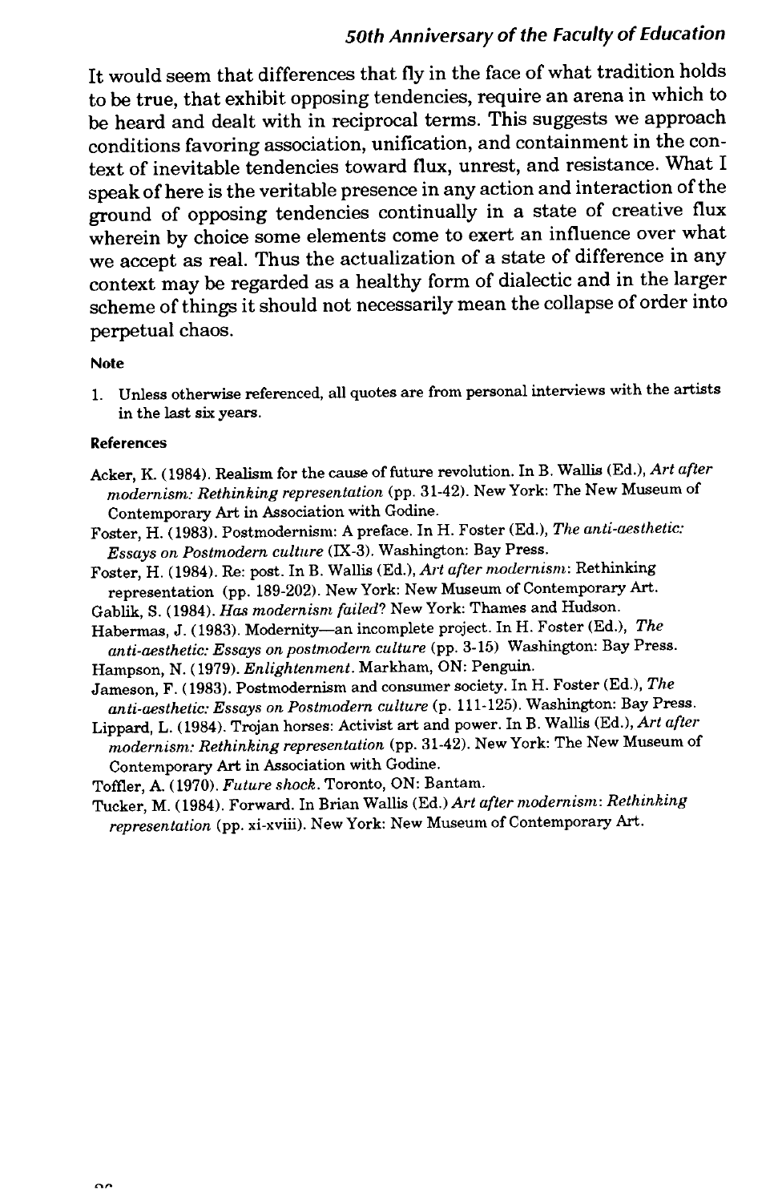It would seem that differences that fly in the face of what tradition holds to be true, that exhibit opposing tendencies, require an arena in which to be heard and dealt with in reciprocal terms. This suggests we approach conditions favoring association, unification, and containment in the context of inevitable tendencies toward flux, unrest, and resistance. What I speak of here is the veritable presence in any action and interaction of the ground of opposing tendencies continually in a state of creative flux wherein by choice some elements come to exert an influence over what we accept as real. Thus the actualization of a state of difference in any context may be regarded as a healthy form of dialectic and in the larger scheme of things it should not necessarily mean the collapse of order into perpetual chaos.

**Note**

1. Unless otherwise referenced, all quotes are from personal interviews with the artists in the last six years.

**References**

Acker, K. (1984). Realism for the cause of future revolution. In B. Wallis (Ed.), *Art after modernism: Rethinking representation* (pp. 31-42). New York: The New Museum of Contemporary Art in Association with Godine.

Foster, H. (1983). Postmodernism: A preface. In H. Foster (Ed.), *The anti-aesthetic: Essays on Postmodern culture* (IX-3). Washington: Bay Press.

Foster, H. (1984). Re: post. In B. Wallis (Ed.), *Art after modernism*: Rethinking representation (pp. 189-202). New York: New Museum of Contemporary Art.

Gablik, S. (1984). *Has modernism failed?* New York: Thames and Hudson.

Habermas, J. (1983). Modernity—an incomplete project. In H. Foster (Ed.), *The anti-aesthetic: Essays on postmodern culture* (pp. 3-15) Washington: Bay Press.

Hampson, N. (1979). *Enlightenment*. Markham, ON: Penguin.

Jameson, F. (1983). Postmodernism and consumer society. In H. Foster (Ed.), *The anti-aesthetic: Essays on Postmodern culture* (p. 111-125). Washington: Bay Press.

Lippard, L. (1984). Trojan horses: Activist art and power. In B. Wallis (Ed.), *Art after modernism: Rethinking representation* (pp. 31-42). New York: The New Museum of Contemporary Art in Association with Godine.

Toffler, A. (1970). *Future shock*. Toronto, ON: Bantam.

Tucker, M. (1984). Forward. In Brian Wallis (Ed.) *Art after modernism: Rethinking representation* (pp. xi-xviii). New York: New Museum of Contemporary Art.